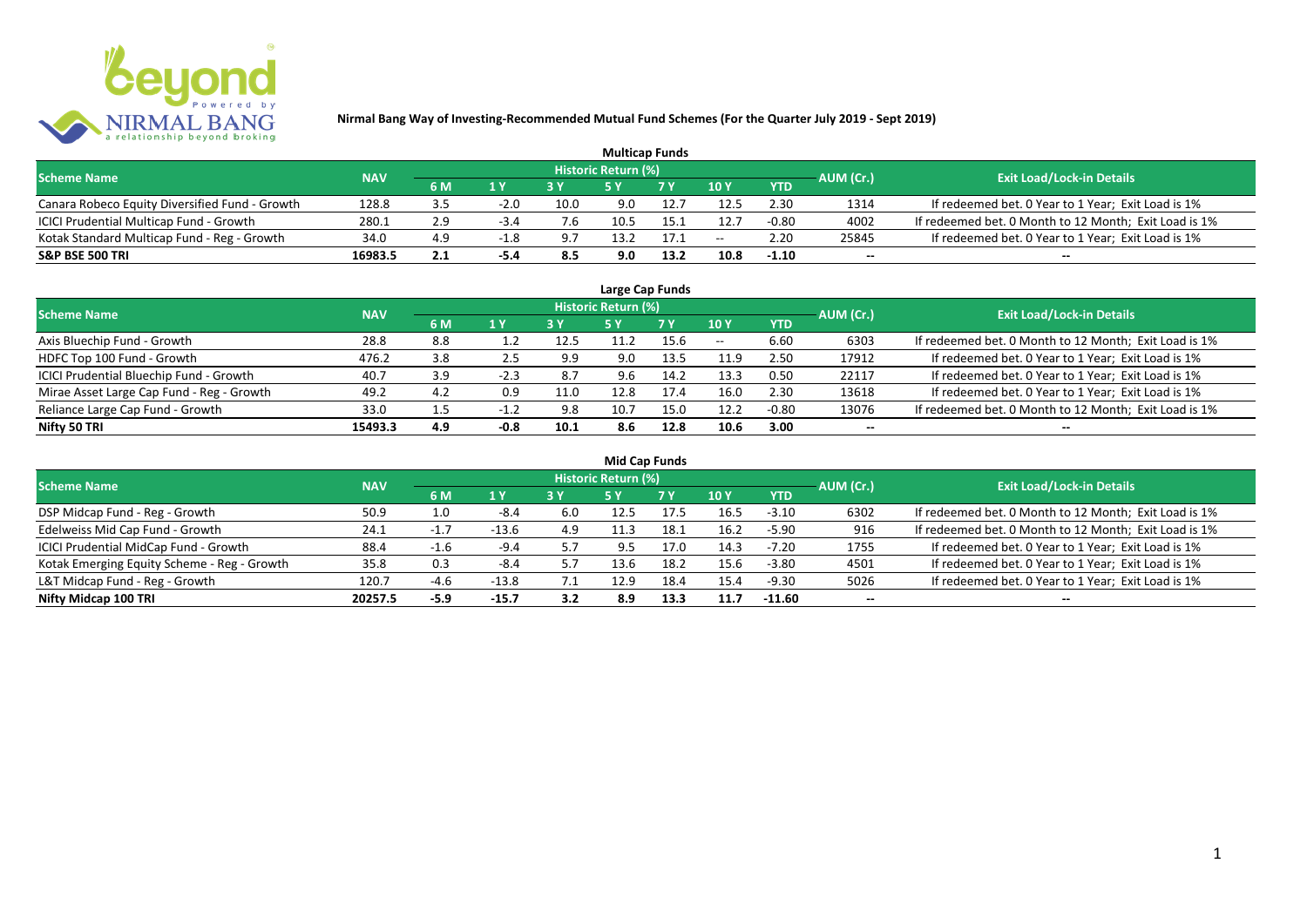# Nirmal Bang Way of Investing-Recommended Mutual Fund Schemes (For the Quarter July 2019 - Sept 2019)

## Multicap Funds

| Scheme Name | NAV | Historic Return (%) | | | | | | | AUM (Cr.) | Exit Load/Lock-in Details |
|---|---|---|---|---|---|---|---|---|---|---|
| | | 6 M | 1 Y | 3 Y | 5 Y | 7 Y | 10 Y | YTD | | |
| Canara Robeco Equity Diversified Fund - Growth | 128.8 | 3.5 | -2.0 | 10.0 | 9.0 | 12.7 | 12.5 | 2.30 | 1314 | If redeemed bet. 0 Year to 1 Year; Exit Load is 1% |
| ICICI Prudential Multicap Fund - Growth | 280.1 | 2.9 | -3.4 | 7.6 | 10.5 | 15.1 | 12.7 | -0.80 | 4002 | If redeemed bet. 0 Month to 12 Month; Exit Load is 1% |
| Kotak Standard Multicap Fund - Reg - Growth | 34.0 | 4.9 | -1.8 | 9.7 | 13.2 | 17.1 | -- | 2.20 | 25845 | If redeemed bet. 0 Year to 1 Year; Exit Load is 1% |
| **S&P BSE 500 TRI** | **16983.5** | **2.1** | **-5.4** | **8.5** | **9.0** | **13.2** | **10.8** | **-1.10** | **--** | **--** |

## Large Cap Funds

| Scheme Name | NAV | Historic Return (%) | | | | | | | AUM (Cr.) | Exit Load/Lock-in Details |
|---|---|---|---|---|---|---|---|---|---|---|
| | | 6 M | 1 Y | 3 Y | 5 Y | 7 Y | 10 Y | YTD | | |
| Axis Bluechip Fund - Growth | 28.8 | 8.8 | 1.2 | 12.5 | 11.2 | 15.6 | -- | 6.60 | 6303 | If redeemed bet. 0 Month to 12 Month; Exit Load is 1% |
| HDFC Top 100 Fund - Growth | 476.2 | 3.8 | 2.5 | 9.9 | 9.0 | 13.5 | 11.9 | 2.50 | 17912 | If redeemed bet. 0 Year to 1 Year; Exit Load is 1% |
| ICICI Prudential Bluechip Fund - Growth | 40.7 | 3.9 | -2.3 | 8.7 | 9.6 | 14.2 | 13.3 | 0.50 | 22117 | If redeemed bet. 0 Year to 1 Year; Exit Load is 1% |
| Mirae Asset Large Cap Fund - Reg - Growth | 49.2 | 4.2 | 0.9 | 11.0 | 12.8 | 17.4 | 16.0 | 2.30 | 13618 | If redeemed bet. 0 Year to 1 Year; Exit Load is 1% |
| Reliance Large Cap Fund - Growth | 33.0 | 1.5 | -1.2 | 9.8 | 10.7 | 15.0 | 12.2 | -0.80 | 13076 | If redeemed bet. 0 Month to 12 Month; Exit Load is 1% |
| **Nifty 50 TRI** | **15493.3** | **4.9** | **-0.8** | **10.1** | **8.6** | **12.8** | **10.6** | **3.00** | **--** | **--** |

## Mid Cap Funds

| Scheme Name | NAV | Historic Return (%) | | | | | | | AUM (Cr.) | Exit Load/Lock-in Details |
|---|---|---|---|---|---|---|---|---|---|---|
| | | 6 M | 1 Y | 3 Y | 5 Y | 7 Y | 10 Y | YTD | | |
| DSP Midcap Fund - Reg - Growth | 50.9 | 1.0 | -8.4 | 6.0 | 12.5 | 17.5 | 16.5 | -3.10 | 6302 | If redeemed bet. 0 Month to 12 Month; Exit Load is 1% |
| Edelweiss Mid Cap Fund - Growth | 24.1 | -1.7 | -13.6 | 4.9 | 11.3 | 18.1 | 16.2 | -5.90 | 916 | If redeemed bet. 0 Month to 12 Month; Exit Load is 1% |
| ICICI Prudential MidCap Fund - Growth | 88.4 | -1.6 | -9.4 | 5.7 | 9.5 | 17.0 | 14.3 | -7.20 | 1755 | If redeemed bet. 0 Year to 1 Year; Exit Load is 1% |
| Kotak Emerging Equity Scheme - Reg - Growth | 35.8 | 0.3 | -8.4 | 5.7 | 13.6 | 18.2 | 15.6 | -3.80 | 4501 | If redeemed bet. 0 Year to 1 Year; Exit Load is 1% |
| L&T Midcap Fund - Reg - Growth | 120.7 | -4.6 | -13.8 | 7.1 | 12.9 | 18.4 | 15.4 | -9.30 | 5026 | If redeemed bet. 0 Year to 1 Year; Exit Load is 1% |
| **Nifty Midcap 100 TRI** | **20257.5** | **-5.9** | **-15.7** | **3.2** | **8.9** | **13.3** | **11.7** | **-11.60** | **--** | **--** |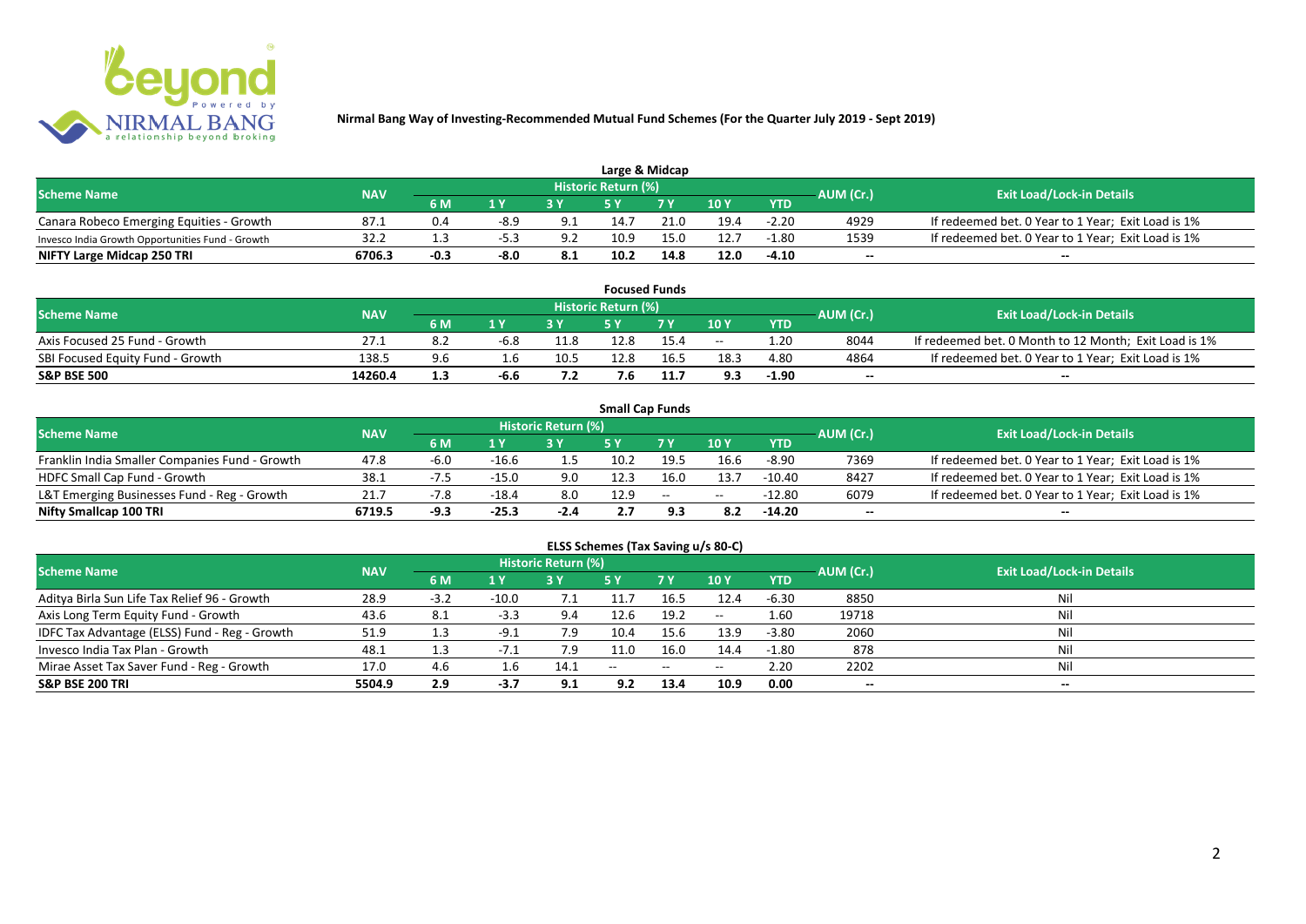# Nirmal Bang Way of Investing-Recommended Mutual Fund Schemes (For the Quarter July 2019 - Sept 2019)

## Large & Midcap

| Scheme Name | NAV | Historic Return (%) | | | | | | | AUM (Cr.) | Exit Load/Lock-in Details |
|---|---|---|---|---|---|---|---|---|---|---|
| | | 6 M | 1 Y | 3 Y | 5 Y | 7 Y | 10 Y | YTD | | |
| Canara Robeco Emerging Equities - Growth | 87.1 | 0.4 | -8.9 | 9.1 | 14.7 | 21.0 | 19.4 | -2.20 | 4929 | If redeemed bet. 0 Year to 1 Year; Exit Load is 1% |
| Invesco India Growth Opportunities Fund - Growth | 32.2 | 1.3 | -5.3 | 9.2 | 10.9 | 15.0 | 12.7 | -1.80 | 1539 | If redeemed bet. 0 Year to 1 Year; Exit Load is 1% |
| **NIFTY Large Midcap 250 TRI** | **6706.3** | **-0.3** | **-8.0** | **8.1** | **10.2** | **14.8** | **12.0** | **-4.10** | **--** | **--** |

## Focused Funds

| Scheme Name | NAV | Historic Return (%) | | | | | | | AUM (Cr.) | Exit Load/Lock-in Details |
|---|---|---|---|---|---|---|---|---|---|---|
| | | 6 M | 1 Y | 3 Y | 5 Y | 7 Y | 10 Y | YTD | | |
| Axis Focused 25 Fund - Growth | 27.1 | 8.2 | -6.8 | 11.8 | 12.8 | 15.4 | -- | 1.20 | 8044 | If redeemed bet. 0 Month to 12 Month; Exit Load is 1% |
| SBI Focused Equity Fund - Growth | 138.5 | 9.6 | 1.6 | 10.5 | 12.8 | 16.5 | 18.3 | 4.80 | 4864 | If redeemed bet. 0 Year to 1 Year; Exit Load is 1% |
| **S&P BSE 500** | **14260.4** | **1.3** | **-6.6** | **7.2** | **7.6** | **11.7** | **9.3** | **-1.90** | **--** | **--** |

## Small Cap Funds

| Scheme Name | NAV | Historic Return (%) | | | | | | | AUM (Cr.) | Exit Load/Lock-in Details |
|---|---|---|---|---|---|---|---|---|---|---|
| | | 6 M | 1 Y | 3 Y | 5 Y | 7 Y | 10 Y | YTD | | |
| Franklin India Smaller Companies Fund - Growth | 47.8 | -6.0 | -16.6 | 1.5 | 10.2 | 19.5 | 16.6 | -8.90 | 7369 | If redeemed bet. 0 Year to 1 Year; Exit Load is 1% |
| HDFC Small Cap Fund - Growth | 38.1 | -7.5 | -15.0 | 9.0 | 12.3 | 16.0 | 13.7 | -10.40 | 8427 | If redeemed bet. 0 Year to 1 Year; Exit Load is 1% |
| L&T Emerging Businesses Fund - Reg - Growth | 21.7 | -7.8 | -18.4 | 8.0 | 12.9 | -- | -- | -12.80 | 6079 | If redeemed bet. 0 Year to 1 Year; Exit Load is 1% |
| **Nifty Smallcap 100 TRI** | **6719.5** | **-9.3** | **-25.3** | **-2.4** | **2.7** | **9.3** | **8.2** | **-14.20** | **--** | **--** |

## ELSS Schemes (Tax Saving u/s 80-C)

| Scheme Name | NAV | Historic Return (%) | | | | | | | AUM (Cr.) | Exit Load/Lock-in Details |
|---|---|---|---|---|---|---|---|---|---|---|
| | | 6 M | 1 Y | 3 Y | 5 Y | 7 Y | 10 Y | YTD | | |
| Aditya Birla Sun Life Tax Relief 96 - Growth | 28.9 | -3.2 | -10.0 | 7.1 | 11.7 | 16.5 | 12.4 | -6.30 | 8850 | Nil |
| Axis Long Term Equity Fund - Growth | 43.6 | 8.1 | -3.3 | 9.4 | 12.6 | 19.2 | -- | 1.60 | 19718 | Nil |
| IDFC Tax Advantage (ELSS) Fund - Reg - Growth | 51.9 | 1.3 | -9.1 | 7.9 | 10.4 | 15.6 | 13.9 | -3.80 | 2060 | Nil |
| Invesco India Tax Plan - Growth | 48.1 | 1.3 | -7.1 | 7.9 | 11.0 | 16.0 | 14.4 | -1.80 | 878 | Nil |
| Mirae Asset Tax Saver Fund - Reg - Growth | 17.0 | 4.6 | 1.6 | 14.1 | -- | -- | -- | 2.20 | 2202 | Nil |
| **S&P BSE 200 TRI** | **5504.9** | **2.9** | **-3.7** | **9.1** | **9.2** | **13.4** | **10.9** | **0.00** | **--** | **--** |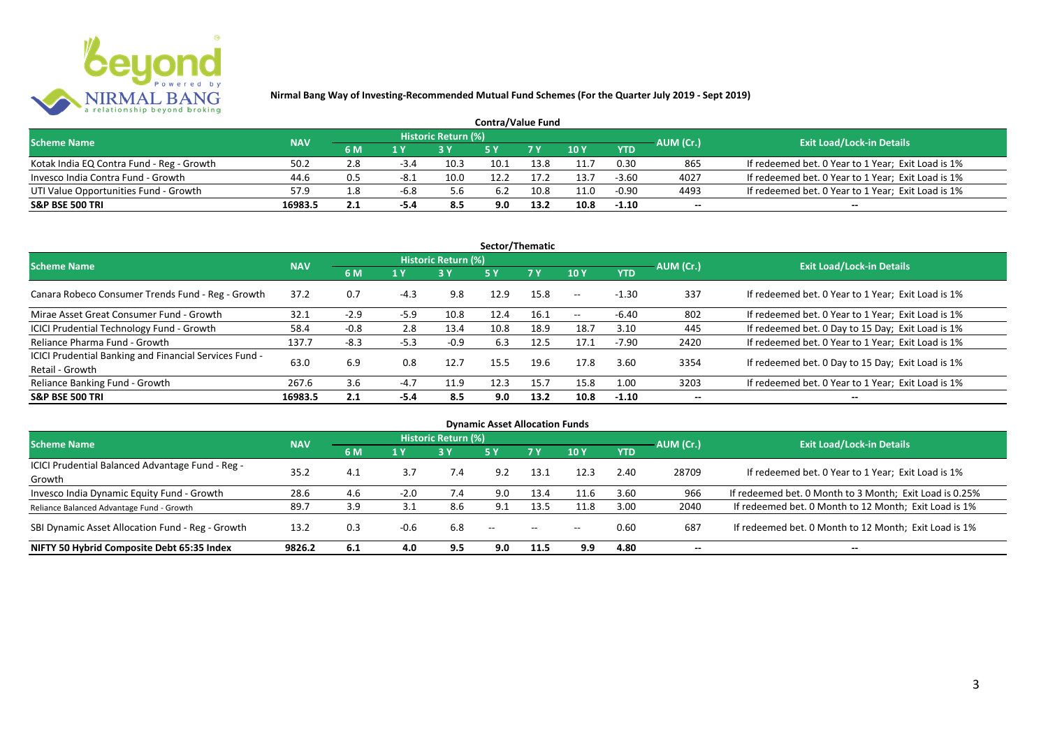**Nirmal Bang Way of Investing-Recommended Mutual Fund Schemes (For the Quarter July 2019 - Sept 2019)**

## Contra/Value Fund

| Scheme Name | NAV | Historic Return (%) | | | | | | | AUM (Cr.) | Exit Load/Lock-in Details |
|---|---|---|---|---|---|---|---|---|---|---|
| | | 6 M | 1 Y | 3 Y | 5 Y | 7 Y | 10 Y | YTD | | |
| Kotak India EQ Contra Fund - Reg - Growth | 50.2 | 2.8 | -3.4 | 10.3 | 10.1 | 13.8 | 11.7 | 0.30 | 865 | If redeemed bet. 0 Year to 1 Year; Exit Load is 1% |
| Invesco India Contra Fund - Growth | 44.6 | 0.5 | -8.1 | 10.0 | 12.2 | 17.2 | 13.7 | -3.60 | 4027 | If redeemed bet. 0 Year to 1 Year; Exit Load is 1% |
| UTI Value Opportunities Fund - Growth | 57.9 | 1.8 | -6.8 | 5.6 | 6.2 | 10.8 | 11.0 | -0.90 | 4493 | If redeemed bet. 0 Year to 1 Year; Exit Load is 1% |
| **S&P BSE 500 TRI** | **16983.5** | **2.1** | **-5.4** | **8.5** | **9.0** | **13.2** | **10.8** | **-1.10** | -- | -- |

## Sector/Thematic

| Scheme Name | NAV | Historic Return (%) | | | | | | | AUM (Cr.) | Exit Load/Lock-in Details |
|---|---|---|---|---|---|---|---|---|---|---|
| | | 6 M | 1 Y | 3 Y | 5 Y | 7 Y | 10 Y | YTD | | |
| Canara Robeco Consumer Trends Fund - Reg - Growth | 37.2 | 0.7 | -4.3 | 9.8 | 12.9 | 15.8 | -- | -1.30 | 337 | If redeemed bet. 0 Year to 1 Year; Exit Load is 1% |
| Mirae Asset Great Consumer Fund - Growth | 32.1 | -2.9 | -5.9 | 10.8 | 12.4 | 16.1 | -- | -6.40 | 802 | If redeemed bet. 0 Year to 1 Year; Exit Load is 1% |
| ICICI Prudential Technology Fund - Growth | 58.4 | -0.8 | 2.8 | 13.4 | 10.8 | 18.9 | 18.7 | 3.10 | 445 | If redeemed bet. 0 Day to 15 Day; Exit Load is 1% |
| Reliance Pharma Fund - Growth | 137.7 | -8.3 | -5.3 | -0.9 | 6.3 | 12.5 | 17.1 | -7.90 | 2420 | If redeemed bet. 0 Year to 1 Year; Exit Load is 1% |
| ICICI Prudential Banking and Financial Services Fund - Retail - Growth | 63.0 | 6.9 | 0.8 | 12.7 | 15.5 | 19.6 | 17.8 | 3.60 | 3354 | If redeemed bet. 0 Day to 15 Day; Exit Load is 1% |
| Reliance Banking Fund - Growth | 267.6 | 3.6 | -4.7 | 11.9 | 12.3 | 15.7 | 15.8 | 1.00 | 3203 | If redeemed bet. 0 Year to 1 Year; Exit Load is 1% |
| **S&P BSE 500 TRI** | **16983.5** | **2.1** | **-5.4** | **8.5** | **9.0** | **13.2** | **10.8** | **-1.10** | -- | -- |

## Dynamic Asset Allocation Funds

| Scheme Name | NAV | Historic Return (%) | | | | | | | AUM (Cr.) | Exit Load/Lock-in Details |
|---|---|---|---|---|---|---|---|---|---|---|
| | | 6 M | 1 Y | 3 Y | 5 Y | 7 Y | 10 Y | YTD | | |
| ICICI Prudential Balanced Advantage Fund - Reg - Growth | 35.2 | 4.1 | 3.7 | 7.4 | 9.2 | 13.1 | 12.3 | 2.40 | 28709 | If redeemed bet. 0 Year to 1 Year; Exit Load is 1% |
| Invesco India Dynamic Equity Fund - Growth | 28.6 | 4.6 | -2.0 | 7.4 | 9.0 | 13.4 | 11.6 | 3.60 | 966 | If redeemed bet. 0 Month to 3 Month; Exit Load is 0.25% |
| Reliance Balanced Advantage Fund - Growth | 89.7 | 3.9 | 3.1 | 8.6 | 9.1 | 13.5 | 11.8 | 3.00 | 2040 | If redeemed bet. 0 Month to 12 Month; Exit Load is 1% |
| SBI Dynamic Asset Allocation Fund - Reg - Growth | 13.2 | 0.3 | -0.6 | 6.8 | -- | -- | -- | 0.60 | 687 | If redeemed bet. 0 Month to 12 Month; Exit Load is 1% |
| **NIFTY 50 Hybrid Composite Debt 65:35 Index** | **9826.2** | **6.1** | **4.0** | **9.5** | **9.0** | **11.5** | **9.9** | **4.80** | -- | -- |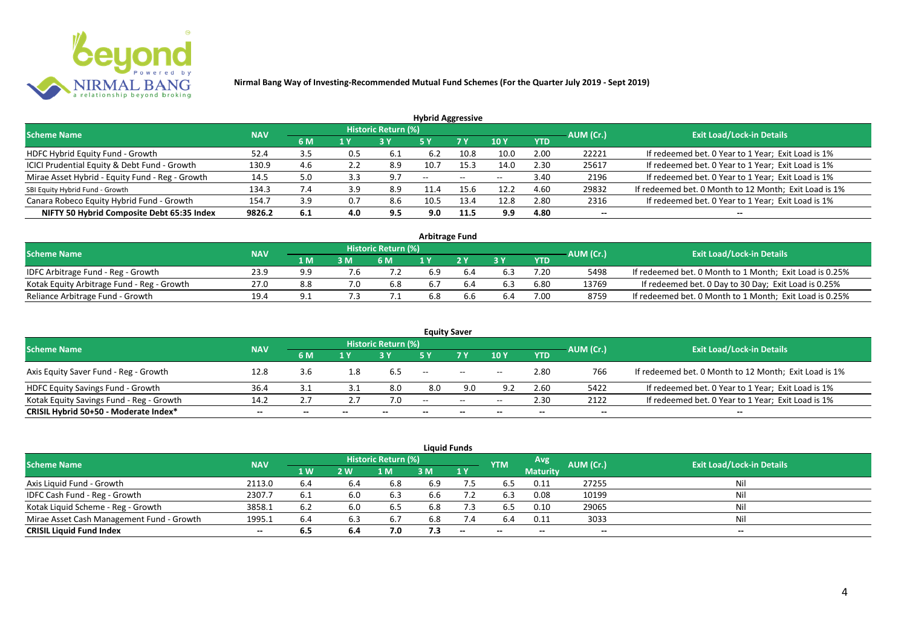**Nirmal Bang Way of Investing-Recommended Mutual Fund Schemes (For the Quarter July 2019 - Sept 2019)**

## Hybrid Aggressive

| Scheme Name | NAV | Historic Return (%) | | | | | | | AUM (Cr.) | Exit Load/Lock-in Details |
|---|---|---|---|---|---|---|---|---|---|---|
| | | 6 M | 1 Y | 3 Y | 5 Y | 7 Y | 10 Y | YTD | | |
| HDFC Hybrid Equity Fund - Growth | 52.4 | 3.5 | 0.5 | 6.1 | 6.2 | 10.8 | 10.0 | 2.00 | 22221 | If redeemed bet. 0 Year to 1 Year; Exit Load is 1% |
| ICICI Prudential Equity & Debt Fund - Growth | 130.9 | 4.6 | 2.2 | 8.9 | 10.7 | 15.3 | 14.0 | 2.30 | 25617 | If redeemed bet. 0 Year to 1 Year; Exit Load is 1% |
| Mirae Asset Hybrid - Equity Fund - Reg - Growth | 14.5 | 5.0 | 3.3 | 9.7 | -- | -- | -- | 3.40 | 2196 | If redeemed bet. 0 Year to 1 Year; Exit Load is 1% |
| SBI Equity Hybrid Fund - Growth | 134.3 | 7.4 | 3.9 | 8.9 | 11.4 | 15.6 | 12.2 | 4.60 | 29832 | If redeemed bet. 0 Month to 12 Month; Exit Load is 1% |
| Canara Robeco Equity Hybrid Fund - Growth | 154.7 | 3.9 | 0.7 | 8.6 | 10.5 | 13.4 | 12.8 | 2.80 | 2316 | If redeemed bet. 0 Year to 1 Year; Exit Load is 1% |
| **NIFTY 50 Hybrid Composite Debt 65:35 Index** | **9826.2** | **6.1** | **4.0** | **9.5** | **9.0** | **11.5** | **9.9** | **4.80** | **--** | **--** |

## Arbitrage Fund

| Scheme Name | NAV | Historic Return (%) | | | | | | | AUM (Cr.) | Exit Load/Lock-in Details |
|---|---|---|---|---|---|---|---|---|---|---|
| | | 1 M | 3 M | 6 M | 1 Y | 2 Y | 3 Y | YTD | | |
| IDFC Arbitrage Fund - Reg - Growth | 23.9 | 9.9 | 7.6 | 7.2 | 6.9 | 6.4 | 6.3 | 7.20 | 5498 | If redeemed bet. 0 Month to 1 Month; Exit Load is 0.25% |
| Kotak Equity Arbitrage Fund - Reg - Growth | 27.0 | 8.8 | 7.0 | 6.8 | 6.7 | 6.4 | 6.3 | 6.80 | 13769 | If redeemed bet. 0 Day to 30 Day; Exit Load is 0.25% |
| Reliance Arbitrage Fund - Growth | 19.4 | 9.1 | 7.3 | 7.1 | 6.8 | 6.6 | 6.4 | 7.00 | 8759 | If redeemed bet. 0 Month to 1 Month; Exit Load is 0.25% |

## Equity Saver

| Scheme Name | NAV | Historic Return (%) | | | | | | | AUM (Cr.) | Exit Load/Lock-in Details |
|---|---|---|---|---|---|---|---|---|---|---|
| | | 6 M | 1 Y | 3 Y | 5 Y | 7 Y | 10 Y | YTD | | |
| Axis Equity Saver Fund - Reg - Growth | 12.8 | 3.6 | 1.8 | 6.5 | -- | -- | -- | 2.80 | 766 | If redeemed bet. 0 Month to 12 Month; Exit Load is 1% |
| HDFC Equity Savings Fund - Growth | 36.4 | 3.1 | 3.1 | 8.0 | 8.0 | 9.0 | 9.2 | 2.60 | 5422 | If redeemed bet. 0 Year to 1 Year; Exit Load is 1% |
| Kotak Equity Savings Fund - Reg - Growth | 14.2 | 2.7 | 2.7 | 7.0 | -- | -- | -- | 2.30 | 2122 | If redeemed bet. 0 Year to 1 Year; Exit Load is 1% |
| **CRISIL Hybrid 50+50 - Moderate Index*** | **--** | **--** | **--** | **--** | **--** | **--** | **--** | **--** | **--** | **--** |

## Liquid Funds

| Scheme Name | NAV | Historic Return (%) | | | | | YTM | Avg Maturity | AUM (Cr.) | Exit Load/Lock-in Details |
|---|---|---|---|---|---|---|---|---|---|---|
| | | 1 W | 2 W | 1 M | 3 M | 1 Y | | | | |
| Axis Liquid Fund - Growth | 2113.0 | 6.4 | 6.4 | 6.8 | 6.9 | 7.5 | 6.5 | 0.11 | 27255 | Nil |
| IDFC Cash Fund - Reg - Growth | 2307.7 | 6.1 | 6.0 | 6.3 | 6.6 | 7.2 | 6.3 | 0.08 | 10199 | Nil |
| Kotak Liquid Scheme - Reg - Growth | 3858.1 | 6.2 | 6.0 | 6.5 | 6.8 | 7.3 | 6.5 | 0.10 | 29065 | Nil |
| Mirae Asset Cash Management Fund - Growth | 1995.1 | 6.4 | 6.3 | 6.7 | 6.8 | 7.4 | 6.4 | 0.11 | 3033 | Nil |
| **CRISIL Liquid Fund Index** | **--** | **6.5** | **6.4** | **7.0** | **7.3** | **--** | **--** | **--** | **--** | **--** |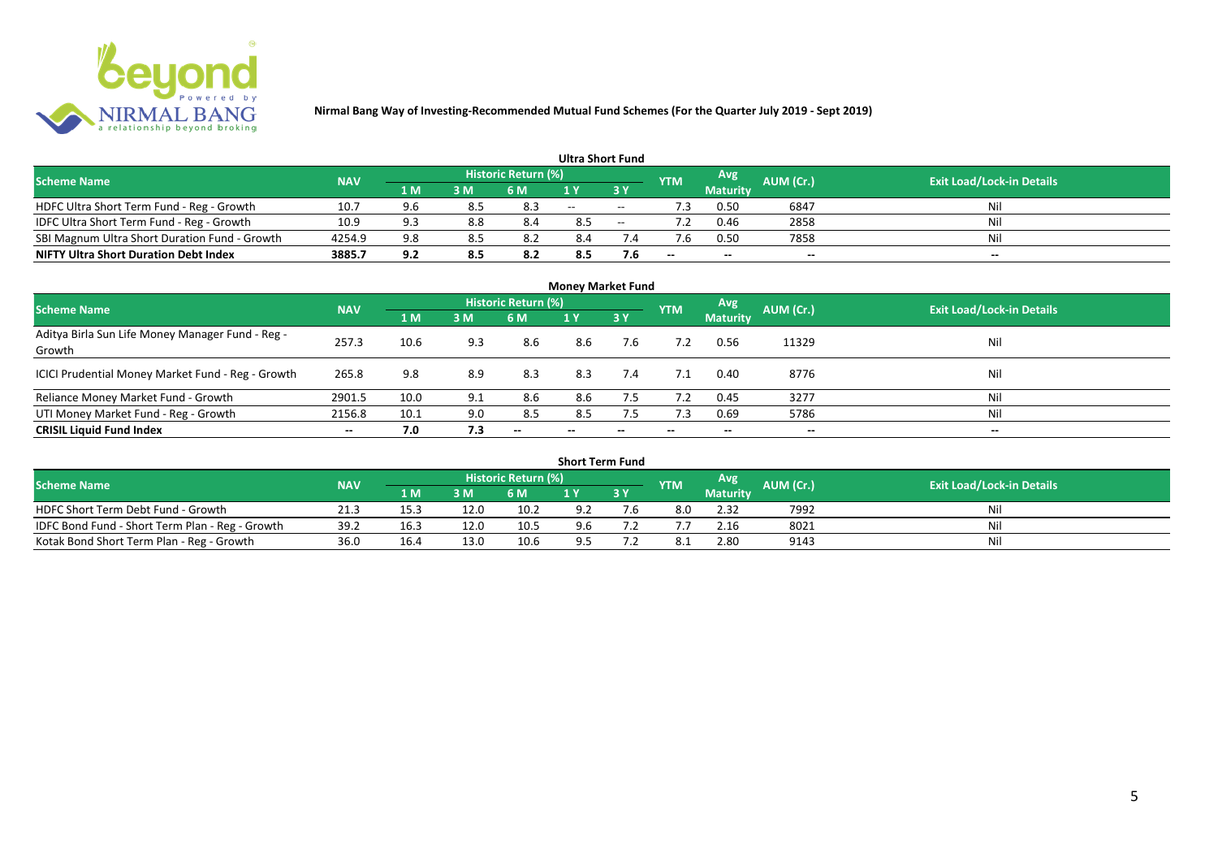**Nirmal Bang Way of Investing-Recommended Mutual Fund Schemes (For the Quarter July 2019 - Sept 2019)**

## Ultra Short Fund

| Scheme Name | NAV | Historic Return (%) | | | | | YTM | Avg Maturity | AUM (Cr.) | Exit Load/Lock-in Details |
|---|---|---|---|---|---|---|---|---|---|---|
| | | 1 M | 3 M | 6 M | 1 Y | 3 Y | | | | |
| HDFC Ultra Short Term Fund - Reg - Growth | 10.7 | 9.6 | 8.5 | 8.3 | -- | -- | 7.3 | 0.50 | 6847 | Nil |
| IDFC Ultra Short Term Fund - Reg - Growth | 10.9 | 9.3 | 8.8 | 8.4 | 8.5 | -- | 7.2 | 0.46 | 2858 | Nil |
| SBI Magnum Ultra Short Duration Fund - Growth | 4254.9 | 9.8 | 8.5 | 8.2 | 8.4 | 7.4 | 7.6 | 0.50 | 7858 | Nil |
| **NIFTY Ultra Short Duration Debt Index** | **3885.7** | **9.2** | **8.5** | **8.2** | **8.5** | **7.6** | **--** | **--** | **--** | **--** |

## Money Market Fund

| Scheme Name | NAV | Historic Return (%) | | | | | YTM | Avg Maturity | AUM (Cr.) | Exit Load/Lock-in Details |
|---|---|---|---|---|---|---|---|---|---|---|
| | | 1 M | 3 M | 6 M | 1 Y | 3 Y | | | | |
| Aditya Birla Sun Life Money Manager Fund - Reg - Growth | 257.3 | 10.6 | 9.3 | 8.6 | 8.6 | 7.6 | 7.2 | 0.56 | 11329 | Nil |
| ICICI Prudential Money Market Fund - Reg - Growth | 265.8 | 9.8 | 8.9 | 8.3 | 8.3 | 7.4 | 7.1 | 0.40 | 8776 | Nil |
| Reliance Money Market Fund - Growth | 2901.5 | 10.0 | 9.1 | 8.6 | 8.6 | 7.5 | 7.2 | 0.45 | 3277 | Nil |
| UTI Money Market Fund - Reg - Growth | 2156.8 | 10.1 | 9.0 | 8.5 | 8.5 | 7.5 | 7.3 | 0.69 | 5786 | Nil |
| **CRISIL Liquid Fund Index** | **--** | **7.0** | **7.3** | **--** | **--** | **--** | **--** | **--** | **--** | **--** |

## Short Term Fund

| Scheme Name | NAV | Historic Return (%) | | | | | YTM | Avg Maturity | AUM (Cr.) | Exit Load/Lock-in Details |
|---|---|---|---|---|---|---|---|---|---|---|
| | | 1 M | 3 M | 6 M | 1 Y | 3 Y | | | | |
| HDFC Short Term Debt Fund - Growth | 21.3 | 15.3 | 12.0 | 10.2 | 9.2 | 7.6 | 8.0 | 2.32 | 7992 | Nil |
| IDFC Bond Fund - Short Term Plan - Reg - Growth | 39.2 | 16.3 | 12.0 | 10.5 | 9.6 | 7.2 | 7.7 | 2.16 | 8021 | Nil |
| Kotak Bond Short Term Plan - Reg - Growth | 36.0 | 16.4 | 13.0 | 10.6 | 9.5 | 7.2 | 8.1 | 2.80 | 9143 | Nil |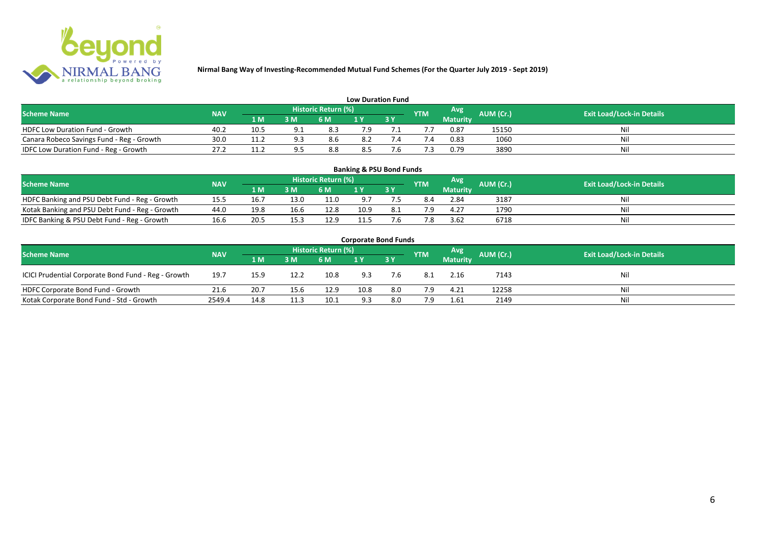**Nirmal Bang Way of Investing-Recommended Mutual Fund Schemes (For the Quarter July 2019 - Sept 2019)**

## Low Duration Fund

| Scheme Name | NAV | Historic Return (%) | | | | | YTM | Avg Maturity | AUM (Cr.) | Exit Load/Lock-in Details |
|---|---|---|---|---|---|---|---|---|---|---|
| | | 1 M | 3 M | 6 M | 1 Y | 3 Y | | | | |
| HDFC Low Duration Fund - Growth | 40.2 | 10.5 | 9.1 | 8.3 | 7.9 | 7.1 | 7.7 | 0.87 | 15150 | Nil |
| Canara Robeco Savings Fund - Reg - Growth | 30.0 | 11.2 | 9.3 | 8.6 | 8.2 | 7.4 | 7.4 | 0.83 | 1060 | Nil |
| IDFC Low Duration Fund - Reg - Growth | 27.2 | 11.2 | 9.5 | 8.8 | 8.5 | 7.6 | 7.3 | 0.79 | 3890 | Nil |

## Banking & PSU Bond Funds

| Scheme Name | NAV | Historic Return (%) | | | | | YTM | Avg Maturity | AUM (Cr.) | Exit Load/Lock-in Details |
|---|---|---|---|---|---|---|---|---|---|---|
| | | 1 M | 3 M | 6 M | 1 Y | 3 Y | | | | |
| HDFC Banking and PSU Debt Fund - Reg - Growth | 15.5 | 16.7 | 13.0 | 11.0 | 9.7 | 7.5 | 8.4 | 2.84 | 3187 | Nil |
| Kotak Banking and PSU Debt Fund - Reg - Growth | 44.0 | 19.8 | 16.6 | 12.8 | 10.9 | 8.1 | 7.9 | 4.27 | 1790 | Nil |
| IDFC Banking & PSU Debt Fund - Reg - Growth | 16.6 | 20.5 | 15.3 | 12.9 | 11.5 | 7.6 | 7.8 | 3.62 | 6718 | Nil |

## Corporate Bond Funds

| Scheme Name | NAV | Historic Return (%) | | | | | YTM | Avg Maturity | AUM (Cr.) | Exit Load/Lock-in Details |
|---|---|---|---|---|---|---|---|---|---|---|
| | | 1 M | 3 M | 6 M | 1 Y | 3 Y | | | | |
| ICICI Prudential Corporate Bond Fund - Reg - Growth | 19.7 | 15.9 | 12.2 | 10.8 | 9.3 | 7.6 | 8.1 | 2.16 | 7143 | Nil |
| HDFC Corporate Bond Fund - Growth | 21.6 | 20.7 | 15.6 | 12.9 | 10.8 | 8.0 | 7.9 | 4.21 | 12258 | Nil |
| Kotak Corporate Bond Fund - Std - Growth | 2549.4 | 14.8 | 11.3 | 10.1 | 9.3 | 8.0 | 7.9 | 1.61 | 2149 | Nil |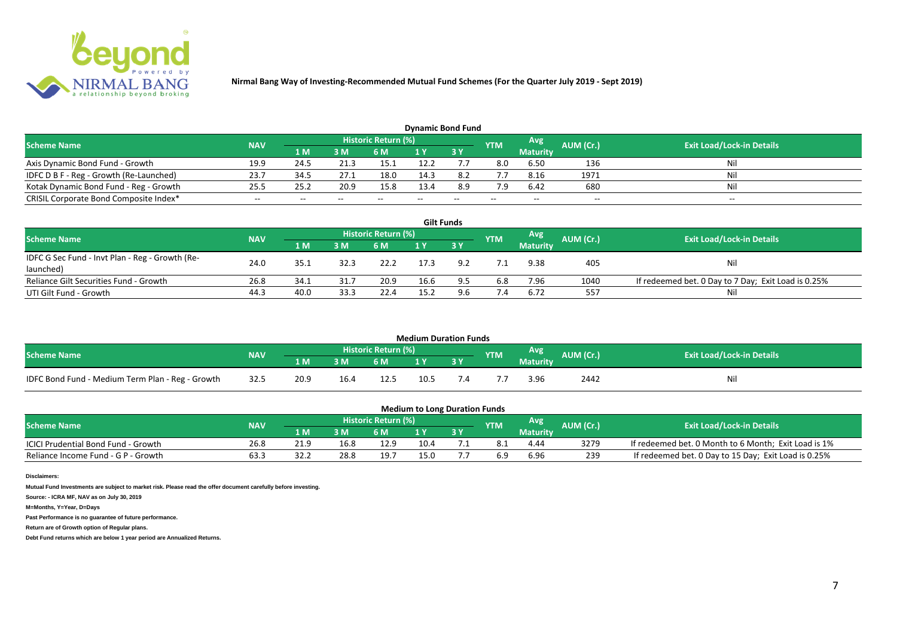# Nirmal Bang Way of Investing-Recommended Mutual Fund Schemes (For the Quarter July 2019 - Sept 2019)

## Dynamic Bond Fund

| Scheme Name | NAV | Historic Return (%) | | | | | YTM | Avg Maturity | AUM (Cr.) | Exit Load/Lock-in Details |
|---|---|---|---|---|---|---|---|---|---|---|
| | | 1 M | 3 M | 6 M | 1 Y | 3 Y | | | | |
| Axis Dynamic Bond Fund - Growth | 19.9 | 24.5 | 21.3 | 15.1 | 12.2 | 7.7 | 8.0 | 6.50 | 136 | Nil |
| IDFC D B F - Reg - Growth (Re-Launched) | 23.7 | 34.5 | 27.1 | 18.0 | 14.3 | 8.2 | 7.7 | 8.16 | 1971 | Nil |
| Kotak Dynamic Bond Fund - Reg - Growth | 25.5 | 25.2 | 20.9 | 15.8 | 13.4 | 8.9 | 7.9 | 6.42 | 680 | Nil |
| CRISIL Corporate Bond Composite Index* | -- | -- | -- | -- | -- | -- | -- | -- | -- | -- |

## Gilt Funds

| Scheme Name | NAV | Historic Return (%) | | | | | YTM | Avg Maturity | AUM (Cr.) | Exit Load/Lock-in Details |
|---|---|---|---|---|---|---|---|---|---|---|
| | | 1 M | 3 M | 6 M | 1 Y | 3 Y | | | | |
| IDFC G Sec Fund - Invt Plan - Reg - Growth (Re-launched) | 24.0 | 35.1 | 32.3 | 22.2 | 17.3 | 9.2 | 7.1 | 9.38 | 405 | Nil |
| Reliance Gilt Securities Fund - Growth | 26.8 | 34.1 | 31.7 | 20.9 | 16.6 | 9.5 | 6.8 | 7.96 | 1040 | If redeemed bet. 0 Day to 7 Day; Exit Load is 0.25% |
| UTI Gilt Fund - Growth | 44.3 | 40.0 | 33.3 | 22.4 | 15.2 | 9.6 | 7.4 | 6.72 | 557 | Nil |

## Medium Duration Funds

| Scheme Name | NAV | Historic Return (%) | | | | | YTM | Avg Maturity | AUM (Cr.) | Exit Load/Lock-in Details |
|---|---|---|---|---|---|---|---|---|---|---|
| | | 1 M | 3 M | 6 M | 1 Y | 3 Y | | | | |
| IDFC Bond Fund - Medium Term Plan - Reg - Growth | 32.5 | 20.9 | 16.4 | 12.5 | 10.5 | 7.4 | 7.7 | 3.96 | 2442 | Nil |

## Medium to Long Duration Funds

| Scheme Name | NAV | Historic Return (%) | | | | | YTM | Avg Maturity | AUM (Cr.) | Exit Load/Lock-in Details |
|---|---|---|---|---|---|---|---|---|---|---|
| | | 1 M | 3 M | 6 M | 1 Y | 3 Y | | | | |
| ICICI Prudential Bond Fund - Growth | 26.8 | 21.9 | 16.8 | 12.9 | 10.4 | 7.1 | 8.1 | 4.44 | 3279 | If redeemed bet. 0 Month to 6 Month; Exit Load is 1% |
| Reliance Income Fund - G P - Growth | 63.3 | 32.2 | 28.8 | 19.7 | 15.0 | 7.7 | 6.9 | 6.96 | 239 | If redeemed bet. 0 Day to 15 Day; Exit Load is 0.25% |

**Disclaimers:**

**Mutual Fund Investments are subject to market risk. Please read the offer document carefully before investing.**

**Source: - ICRA MF, NAV as on July 30, 2019**

**M=Months, Y=Year, D=Days**

**Past Performance is no guarantee of future performance.**

**Return are of Growth option of Regular plans.**

**Debt Fund returns which are below 1 year period are Annualized Returns.**